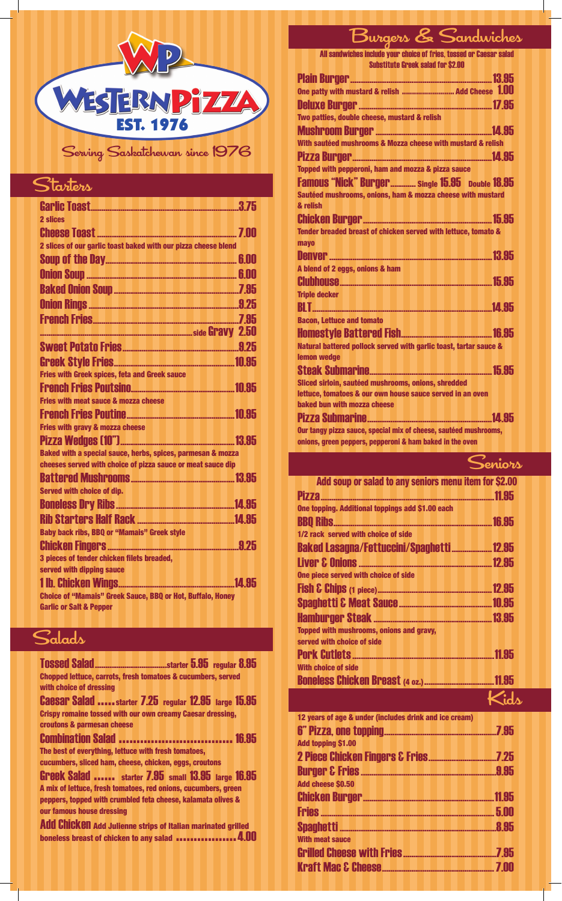# WESTERN PIZZA

EST. 1976

Serving Saskatchewan since 1976

## Starters

**Garlic Toast** ........ 3.75
2 slices

**Cheese Toast** ........ 7.00
2 slices of our garlic toast baked with our pizza cheese blend

**Soup of the Day** ........ 6.00

**Onion Soup** ........ 6.00

**Baked Onion Soup** ........ 7.95

**Onion Rings** ........ 9.25

**French Fries** ........ 7.95
........ side **Gravy** 2.50

**Sweet Potato Fries** ........ 9.25

**Greek Style Fries** ........ 10.95
Fries with Greek spices, feta and Greek sauce

**French Fries Poutsino** ........ 10.95
Fries with meat sauce & mozza cheese

**French Fries Poutine** ........ 10.95
Fries with gravy & mozza cheese

**Pizza Wedges (10")** ........ 13.95
Baked with a special sauce, herbs, spices, parmesan & mozza cheeses served with choice of pizza sauce or meat sauce dip

**Battered Mushrooms** ........ 13.95
Served with choice of dip.

**Boneless Dry Ribs** ........ 14.95

**Rib Starters Half Rack** ........ 14.95
Baby back ribs, BBQ or "Mamais" Greek style

**Chicken Fingers** ........ 9.25
3 pieces of tender chicken filets breaded, served with dipping sauce

**1 lb. Chicken Wings** ........ 14.95
Choice of "Mamais" Greek Sauce, BBQ or Hot, Buffalo, Honey Garlic or Salt & Pepper

## Salads

**Tossed Salad** ........ starter 5.95 regular 8.95
Chopped lettuce, carrots, fresh tomatoes & cucumbers, served with choice of dressing

**Caesar Salad** ........ starter 7.25 regular 12.95 large 15.95
Crispy romaine tossed with our own creamy Caesar dressing, croutons & parmesan cheese

**Combination Salad** ........ 16.95
The best of everything, lettuce with fresh tomatoes, cucumbers, sliced ham, cheese, chicken, eggs, croutons

**Greek Salad** ........ starter 7.95 small 13.95 large 16.95
A mix of lettuce, fresh tomatoes, red onions, cucumbers, green peppers, topped with crumbled feta cheese, kalamata olives & our famous house dressing

**Add Chicken** Add Julienne strips of Italian marinated grilled boneless breast of chicken to any salad ........ 4.00

## Burgers & Sandwiches

All sandwiches include your choice of fries, tossed or Caesar salad
Substitute Greek salad for $2.00

**Plain Burger** ........ 13.95
One patty with mustard & relish ........ Add Cheese 1.00

**Deluxe Burger** ........ 17.95
Two patties, double cheese, mustard & relish

**Mushroom Burger** ........ 14.95
With sautéed mushrooms & Mozza cheese with mustard & relish

**Pizza Burger** ........ 14.95
Topped with pepperoni, ham and mozza & pizza sauce

**Famous "Nick" Burger** ........ Single 15.95 Double 18.95
Sautéed mushrooms, onions, ham & mozza cheese with mustard & relish

**Chicken Burger** ........ 15.95
Tender breaded breast of chicken served with lettuce, tomato & mayo

**Denver** ........ 13.95
A blend of 2 eggs, onions & ham

**Clubhouse** ........ 15.95
Triple decker

**BLT** ........ 14.95
Bacon, Lettuce and tomato

**Homestyle Battered Fish** ........ 16.95
Natural battered pollock served with garlic toast, tartar sauce & lemon wedge

**Steak Submarine** ........ 15.95
Sliced sirloin, sautéed mushrooms, onions, shredded lettuce, tomatoes & our own house sauce served in an oven baked bun with mozza cheese

**Pizza Submarine** ........ 14.95
Our tangy pizza sauce, special mix of cheese, sautéed mushrooms, onions, green peppers, pepperoni & ham baked in the oven

## Seniors

Add soup or salad to any seniors menu item for $2.00

**Pizza** ........ 11.95
One topping. Additional toppings add $1.00 each

**BBQ Ribs** ........ 16.95
1/2 rack served with choice of side

**Baked Lasagna/Fettuccini/Spaghetti** ........ 12.95

**Liver & Onions** ........ 12.95
One piece served with choice of side

**Fish & Chips (1 piece)** ........ 12.95

**Spaghetti & Meat Sauce** ........ 10.95

**Hamburger Steak** ........ 13.95
Topped with mushrooms, onions and gravy, served with choice of side

**Pork Cutlets** ........ 11.95
With choice of side

**Boneless Chicken Breast (4 oz.)** ........ 11.95

## Kids

12 years of age & under (includes drink and ice cream)

**6" Pizza, one topping** ........ 7.95
Add topping $1.00

**2 Piece Chicken Fingers & Fries** ........ 7.25

**Burger & Fries** ........ 9.95
Add cheese $0.50

**Chicken Burger** ........ 11.95

**Fries** ........ 5.00

**Spaghetti** ........ 8.95
With meat sauce

**Grilled Cheese with Fries** ........ 7.95

**Kraft Mac & Cheese** ........ 7.00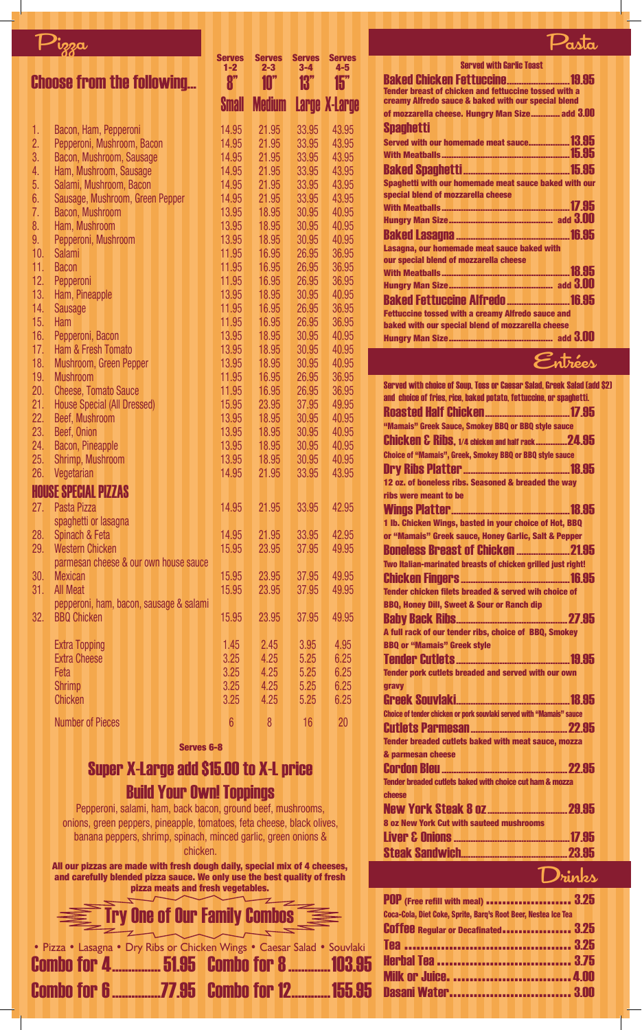# Pizza

| Choose from the following... | Serves 1-2 8" Small | Serves 2-3 10" Medium | Serves 3-4 13" Large | Serves 4-5 15" X-Large |
|---|---|---|---|---|
| 1. Bacon, Ham, Pepperoni | 14.95 | 21.95 | 33.95 | 43.95 |
| 2. Pepperoni, Mushroom, Bacon | 14.95 | 21.95 | 33.95 | 43.95 |
| 3. Bacon, Mushroom, Sausage | 14.95 | 21.95 | 33.95 | 43.95 |
| 4. Ham, Mushroom, Sausage | 14.95 | 21.95 | 33.95 | 43.95 |
| 5. Salami, Mushroom, Bacon | 14.95 | 21.95 | 33.95 | 43.95 |
| 6. Sausage, Mushroom, Green Pepper | 14.95 | 21.95 | 33.95 | 43.95 |
| 7. Bacon, Mushroom | 13.95 | 18.95 | 30.95 | 40.95 |
| 8. Ham, Mushroom | 13.95 | 18.95 | 30.95 | 40.95 |
| 9. Pepperoni, Mushroom | 13.95 | 18.95 | 30.95 | 40.95 |
| 10. Salami | 11.95 | 16.95 | 26.95 | 36.95 |
| 11. Bacon | 11.95 | 16.95 | 26.95 | 36.95 |
| 12. Pepperoni | 11.95 | 16.95 | 26.95 | 36.95 |
| 13. Ham, Pineapple | 13.95 | 18.95 | 30.95 | 40.95 |
| 14. Sausage | 11.95 | 16.95 | 26.95 | 36.95 |
| 15. Ham | 11.95 | 16.95 | 26.95 | 36.95 |
| 16. Pepperoni, Bacon | 13.95 | 18.95 | 30.95 | 40.95 |
| 17. Ham & Fresh Tomato | 13.95 | 18.95 | 30.95 | 40.95 |
| 18. Mushroom, Green Pepper | 13.95 | 18.95 | 30.95 | 40.95 |
| 19. Mushroom | 11.95 | 16.95 | 26.95 | 36.95 |
| 20. Cheese, Tomato Sauce | 11.95 | 16.95 | 26.95 | 36.95 |
| 21. House Special (All Dressed) | 15.95 | 23.95 | 37.95 | 49.95 |
| 22. Beef, Mushroom | 13.95 | 18.95 | 30.95 | 40.95 |
| 23. Beef, Onion | 13.95 | 18.95 | 30.95 | 40.95 |
| 24. Bacon, Pineapple | 13.95 | 18.95 | 30.95 | 40.95 |
| 25. Shrimp, Mushroom | 13.95 | 18.95 | 30.95 | 40.95 |
| 26. Vegetarian | 14.95 | 21.95 | 33.95 | 43.95 |
| **HOUSE SPECIAL PIZZAS** | | | | |
| 27. Pasta Pizza (spaghetti or lasagna) | 14.95 | 21.95 | 33.95 | 42.95 |
| 28. Spinach & Feta | 14.95 | 21.95 | 33.95 | 42.95 |
| 29. Western Chicken (parmesan cheese & our own house sauce) | 15.95 | 23.95 | 37.95 | 49.95 |
| 30. Mexican | 15.95 | 23.95 | 37.95 | 49.95 |
| 31. All Meat (pepperoni, ham, bacon, sausage & salami) | 15.95 | 23.95 | 37.95 | 49.95 |
| 32. BBQ Chicken | 15.95 | 23.95 | 37.95 | 49.95 |
| Extra Topping | 1.45 | 2.45 | 3.95 | 4.95 |
| Extra Cheese | 3.25 | 4.25 | 5.25 | 6.25 |
| Feta | 3.25 | 4.25 | 5.25 | 6.25 |
| Shrimp | 3.25 | 4.25 | 5.25 | 6.25 |
| Chicken | 3.25 | 4.25 | 5.25 | 6.25 |
| Number of Pieces | 6 | 8 | 16 | 20 |

Serves 6-8

## Super X-Large add $15.00 to X-L price

## Build Your Own! Toppings

Pepperoni, salami, ham, back bacon, ground beef, mushrooms, onions, green peppers, pineapple, tomatoes, feta cheese, black olives, banana peppers, shrimp, spinach, minced garlic, green onions & chicken.

**All our pizzas are made with fresh dough daily, special mix of 4 cheeses, and carefully blended pizza sauce. We only use the best quality of fresh pizza meats and fresh vegetables.**

## Try One of Our Family Combos

• Pizza • Lasagna • Dry Ribs or Chicken Wings • Caesar Salad • Souvlaki

**Combo for 4** .......... 51.95
**Combo for 8** .......... 103.95
**Combo for 6** .......... 77.95
**Combo for 12** .......... 155.95

# Pasta

Served with Garlic Toast

**Baked Chicken Fettuccine** .......... 19.95
Tender breast of chicken and fettuccine tossed with a creamy Alfredo sauce & baked with our special blend of mozzarella cheese. Hungry Man Size .......... add 3.00

**Spaghetti**
Served with our homemade meat sauce .......... 13.95
With Meatballs .......... 15.95

**Baked Spaghetti** .......... 15.95
Spaghetti with our homemade meat sauce baked with our special blend of mozzarella cheese
With Meatballs .......... 17.95
Hungry Man Size .......... add 3.00

**Baked Lasagna** .......... 16.95
Lasagna, our homemade meat sauce baked with our special blend of mozzarella cheese
With Meatballs .......... 18.95
Hungry Man Size .......... add 3.00

**Baked Fettuccine Alfredo** .......... 16.95
Fettuccine tossed with a creamy Alfredo sauce and baked with our special blend of mozzarella cheese
Hungry Man Size .......... add 3.00

# Entrées

Served with choice of Soup, Toss or Caesar Salad, Greek Salad (add $2) and choice of fries, rice, baked potato, fettuccine, or spaghetti.

**Roasted Half Chicken** .......... 17.95
"Mamais" Greek Sauce, Smokey BBQ or BBQ style sauce

**Chicken & Ribs**, 1/4 chicken and half rack .......... 24.95
Choice of "Mamais", Greek, Smokey BBQ or BBQ style sauce

**Dry Ribs Platter** .......... 18.95
12 oz. of boneless ribs. Seasoned & breaded the way ribs were meant to be

**Wings Platter** .......... 18.95
1 lb. Chicken Wings, basted in your choice of Hot, BBQ or "Mamais" Greek sauce, Honey Garlic, Salt & Pepper

**Boneless Breast of Chicken** .......... 21.95
Two Italian-marinated breasts of chicken grilled just right!

**Chicken Fingers** .......... 16.95
Tender chicken filets breaded & served wih choice of BBQ, Honey Dill, Sweet & Sour or Ranch dip

**Baby Back Ribs** .......... 27.95
A full rack of our tender ribs, choice of BBQ, Smokey BBQ or "Mamais" Greek style

**Tender Cutlets** .......... 19.95
Tender pork cutlets breaded and served with our own gravy

**Greek Souvlaki** .......... 18.95
Choice of tender chicken or pork souvlaki served with "Mamais" sauce

**Cutlets Parmesan** .......... 22.95
Tender breaded cutlets baked with meat sauce, mozza & parmesan cheese

**Cordon Bleu** .......... 22.95
Tender breaded cutlets baked with choice cut ham & mozza cheese

**New York Steak 8 oz** .......... 29.95
8 oz New York Cut with sauteed mushrooms

**Liver & Onions** .......... 17.95

**Steak Sandwich** .......... 23.95

# Drinks

**POP** (Free refill with meal) .......... 3.25
Coca-Cola, Diet Coke, Sprite, Barq's Root Beer, Nestea Ice Tea

**Coffee** Regular or Decafinated .......... 3.25

**Tea** .......... 3.25

**Herbal Tea** .......... 3.75

**Milk or Juice** .......... 4.00

**Dasani Water** .......... 3.00